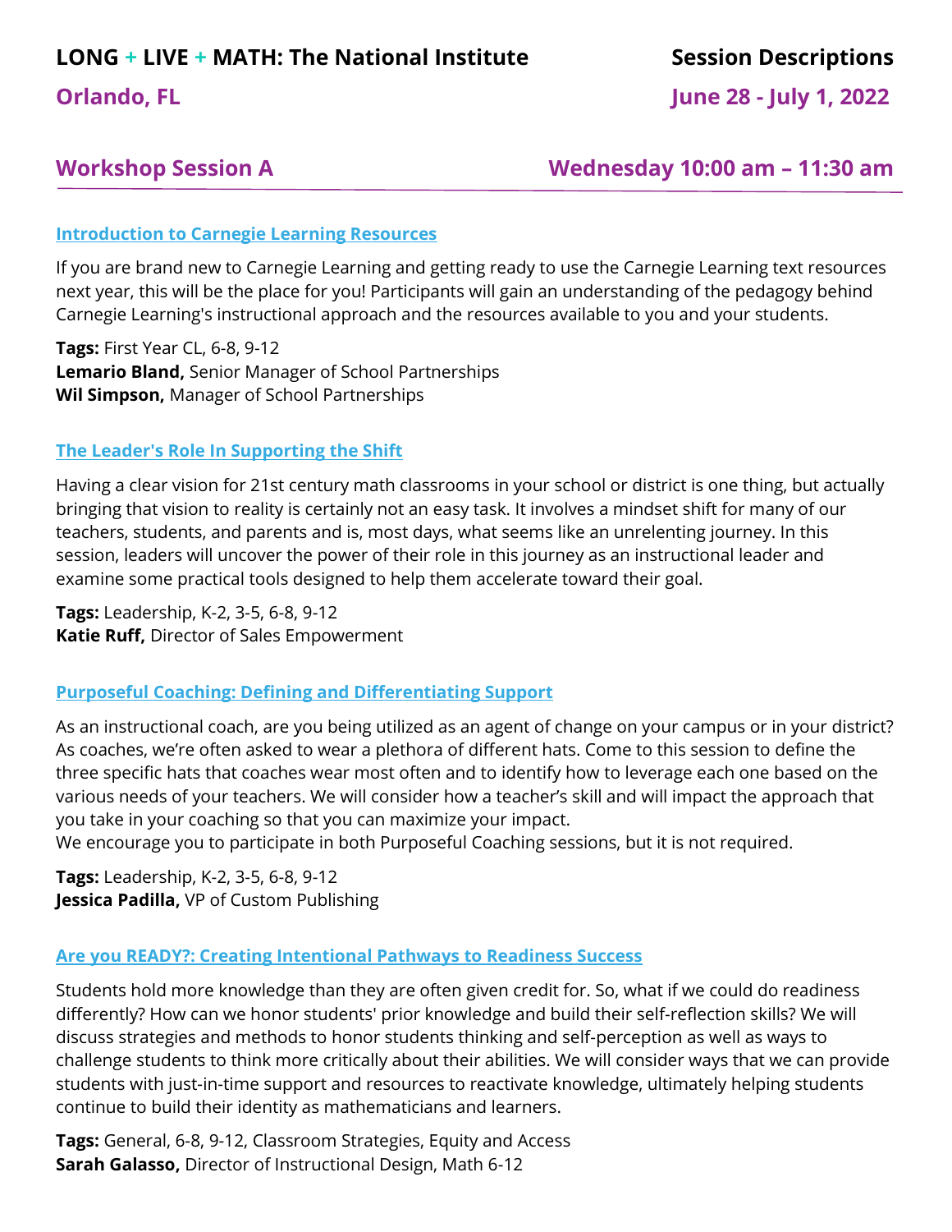# LONG + LIVE + MATH: The National Institute

## Session Descriptions

**Orlando, FL** — **June 28 - July 1, 2022**

## Workshop Session A — Wednesday 10:00 am – 11:30 am

### Introduction to Carnegie Learning Resources

If you are brand new to Carnegie Learning and getting ready to use the Carnegie Learning text resources next year, this will be the place for you! Participants will gain an understanding of the pedagogy behind Carnegie Learning's instructional approach and the resources available to you and your students.

**Tags:** First Year CL, 6-8, 9-12
**Lemario Bland,** Senior Manager of School Partnerships
**Wil Simpson,** Manager of School Partnerships

### The Leader's Role In Supporting the Shift

Having a clear vision for 21st century math classrooms in your school or district is one thing, but actually bringing that vision to reality is certainly not an easy task. It involves a mindset shift for many of our teachers, students, and parents and is, most days, what seems like an unrelenting journey. In this session, leaders will uncover the power of their role in this journey as an instructional leader and examine some practical tools designed to help them accelerate toward their goal.

**Tags:** Leadership, K-2, 3-5, 6-8, 9-12
**Katie Ruff,** Director of Sales Empowerment

### Purposeful Coaching: Defining and Differentiating Support

As an instructional coach, are you being utilized as an agent of change on your campus or in your district? As coaches, we're often asked to wear a plethora of different hats. Come to this session to define the three specific hats that coaches wear most often and to identify how to leverage each one based on the various needs of your teachers. We will consider how a teacher's skill and will impact the approach that you take in your coaching so that you can maximize your impact.
We encourage you to participate in both Purposeful Coaching sessions, but it is not required.

**Tags:** Leadership, K-2, 3-5, 6-8, 9-12
**Jessica Padilla,** VP of Custom Publishing

### Are you READY?: Creating Intentional Pathways to Readiness Success

Students hold more knowledge than they are often given credit for. So, what if we could do readiness differently? How can we honor students' prior knowledge and build their self-reflection skills? We will discuss strategies and methods to honor students thinking and self-perception as well as ways to challenge students to think more critically about their abilities. We will consider ways that we can provide students with just-in-time support and resources to reactivate knowledge, ultimately helping students continue to build their identity as mathematicians and learners.

**Tags:** General, 6-8, 9-12, Classroom Strategies, Equity and Access
**Sarah Galasso,** Director of Instructional Design, Math 6-12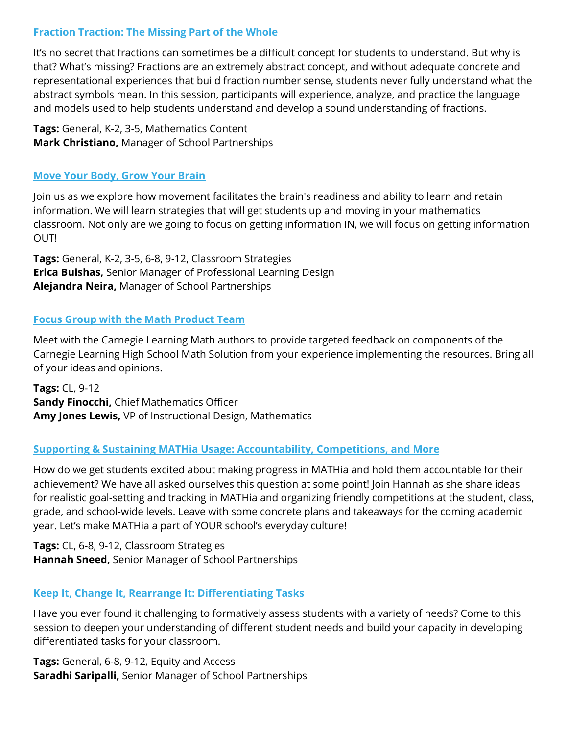### Fraction Traction: The Missing Part of the Whole

It's no secret that fractions can sometimes be a difficult concept for students to understand. But why is that? What's missing? Fractions are an extremely abstract concept, and without adequate concrete and representational experiences that build fraction number sense, students never fully understand what the abstract symbols mean. In this session, participants will experience, analyze, and practice the language and models used to help students understand and develop a sound understanding of fractions.

**Tags:** General, K-2, 3-5, Mathematics Content
**Mark Christiano,** Manager of School Partnerships

### Move Your Body, Grow Your Brain

Join us as we explore how movement facilitates the brain's readiness and ability to learn and retain information. We will learn strategies that will get students up and moving in your mathematics classroom. Not only are we going to focus on getting information IN, we will focus on getting information OUT!

**Tags:** General, K-2, 3-5, 6-8, 9-12, Classroom Strategies
**Erica Buishas,** Senior Manager of Professional Learning Design
**Alejandra Neira,** Manager of School Partnerships

### Focus Group with the Math Product Team

Meet with the Carnegie Learning Math authors to provide targeted feedback on components of the Carnegie Learning High School Math Solution from your experience implementing the resources. Bring all of your ideas and opinions.

**Tags:** CL, 9-12
**Sandy Finocchi,** Chief Mathematics Officer
**Amy Jones Lewis,** VP of Instructional Design, Mathematics

### Supporting & Sustaining MATHia Usage: Accountability, Competitions, and More

How do we get students excited about making progress in MATHia and hold them accountable for their achievement? We have all asked ourselves this question at some point! Join Hannah as she share ideas for realistic goal-setting and tracking in MATHia and organizing friendly competitions at the student, class, grade, and school-wide levels. Leave with some concrete plans and takeaways for the coming academic year. Let's make MATHia a part of YOUR school's everyday culture!

**Tags:** CL, 6-8, 9-12, Classroom Strategies
**Hannah Sneed,** Senior Manager of School Partnerships

### Keep It, Change It, Rearrange It: Differentiating Tasks

Have you ever found it challenging to formatively assess students with a variety of needs? Come to this session to deepen your understanding of different student needs and build your capacity in developing differentiated tasks for your classroom.

**Tags:** General, 6-8, 9-12, Equity and Access
**Saradhi Saripalli,** Senior Manager of School Partnerships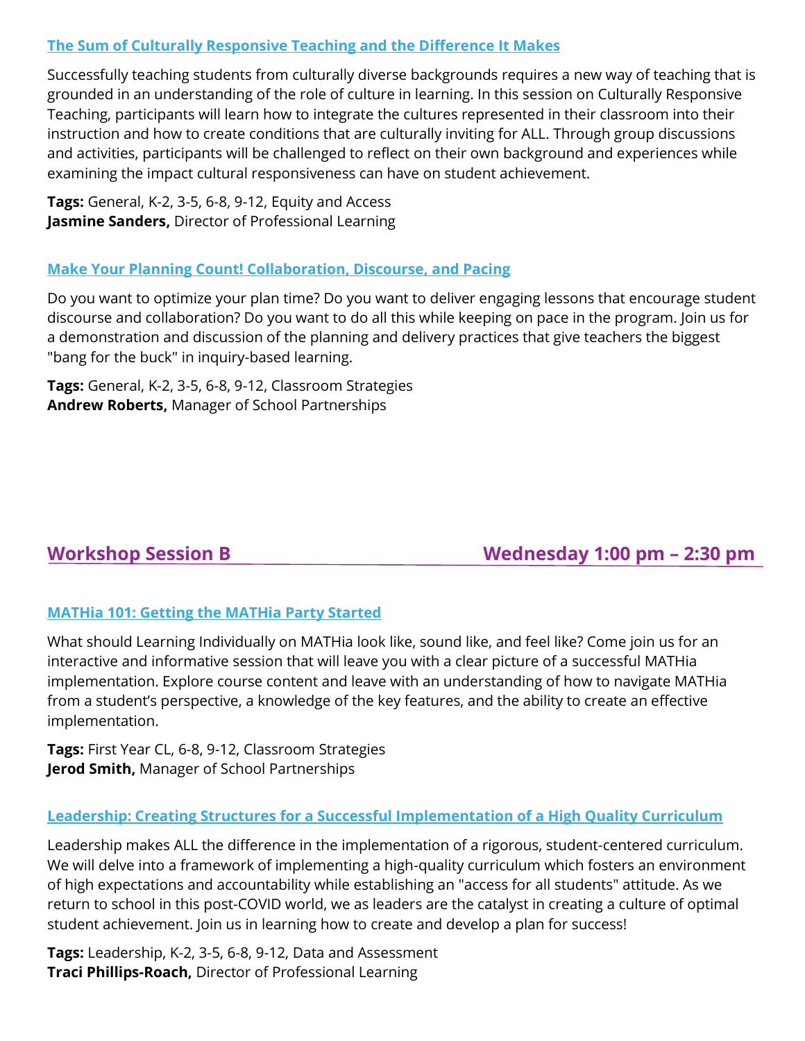### [The Sum of Culturally Responsive Teaching and the Difference It Makes]

Successfully teaching students from culturally diverse backgrounds requires a new way of teaching that is grounded in an understanding of the role of culture in learning. In this session on Culturally Responsive Teaching, participants will learn how to integrate the cultures represented in their classroom into their instruction and how to create conditions that are culturally inviting for ALL. Through group discussions and activities, participants will be challenged to reflect on their own background and experiences while examining the impact cultural responsiveness can have on student achievement.

**Tags:** General, K-2, 3-5, 6-8, 9-12, Equity and Access
**Jasmine Sanders,** Director of Professional Learning

### [Make Your Planning Count! Collaboration, Discourse, and Pacing]

Do you want to optimize your plan time? Do you want to deliver engaging lessons that encourage student discourse and collaboration? Do you want to do all this while keeping on pace in the program. Join us for a demonstration and discussion of the planning and delivery practices that give teachers the biggest "bang for the buck" in inquiry-based learning.

**Tags:** General, K-2, 3-5, 6-8, 9-12, Classroom Strategies
**Andrew Roberts,** Manager of School Partnerships

## Workshop Session B — Wednesday 1:00 pm – 2:30 pm

### [MATHia 101: Getting the MATHia Party Started]

What should Learning Individually on MATHia look like, sound like, and feel like? Come join us for an interactive and informative session that will leave you with a clear picture of a successful MATHia implementation. Explore course content and leave with an understanding of how to navigate MATHia from a student's perspective, a knowledge of the key features, and the ability to create an effective implementation.

**Tags:** First Year CL, 6-8, 9-12, Classroom Strategies
**Jerod Smith,** Manager of School Partnerships

### [Leadership: Creating Structures for a Successful Implementation of a High Quality Curriculum]

Leadership makes ALL the difference in the implementation of a rigorous, student-centered curriculum. We will delve into a framework of implementing a high-quality curriculum which fosters an environment of high expectations and accountability while establishing an "access for all students" attitude. As we return to school in this post-COVID world, we as leaders are the catalyst in creating a culture of optimal student achievement. Join us in learning how to create and develop a plan for success!

**Tags:** Leadership, K-2, 3-5, 6-8, 9-12, Data and Assessment
**Traci Phillips-Roach,** Director of Professional Learning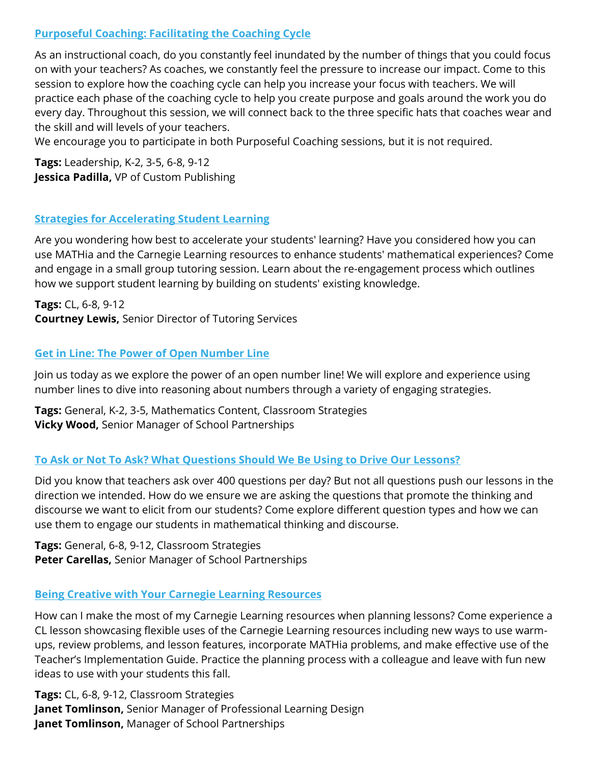### Purposeful Coaching: Facilitating the Coaching Cycle

As an instructional coach, do you constantly feel inundated by the number of things that you could focus on with your teachers? As coaches, we constantly feel the pressure to increase our impact. Come to this session to explore how the coaching cycle can help you increase your focus with teachers. We will practice each phase of the coaching cycle to help you create purpose and goals around the work you do every day. Throughout this session, we will connect back to the three specific hats that coaches wear and the skill and will levels of your teachers.
We encourage you to participate in both Purposeful Coaching sessions, but it is not required.

**Tags:** Leadership, K-2, 3-5, 6-8, 9-12
**Jessica Padilla,** VP of Custom Publishing

### Strategies for Accelerating Student Learning

Are you wondering how best to accelerate your students' learning? Have you considered how you can use MATHia and the Carnegie Learning resources to enhance students' mathematical experiences? Come and engage in a small group tutoring session. Learn about the re-engagement process which outlines how we support student learning by building on students' existing knowledge.

**Tags:** CL, 6-8, 9-12
**Courtney Lewis,** Senior Director of Tutoring Services

### Get in Line: The Power of Open Number Line

Join us today as we explore the power of an open number line! We will explore and experience using number lines to dive into reasoning about numbers through a variety of engaging strategies.

**Tags:** General, K-2, 3-5, Mathematics Content, Classroom Strategies
**Vicky Wood,** Senior Manager of School Partnerships

### To Ask or Not To Ask? What Questions Should We Be Using to Drive Our Lessons?

Did you know that teachers ask over 400 questions per day? But not all questions push our lessons in the direction we intended. How do we ensure we are asking the questions that promote the thinking and discourse we want to elicit from our students? Come explore different question types and how we can use them to engage our students in mathematical thinking and discourse.

**Tags:** General, 6-8, 9-12, Classroom Strategies
**Peter Carellas,** Senior Manager of School Partnerships

### Being Creative with Your Carnegie Learning Resources

How can I make the most of my Carnegie Learning resources when planning lessons? Come experience a CL lesson showcasing flexible uses of the Carnegie Learning resources including new ways to use warm-ups, review problems, and lesson features, incorporate MATHia problems, and make effective use of the Teacher's Implementation Guide. Practice the planning process with a colleague and leave with fun new ideas to use with your students this fall.

**Tags:** CL, 6-8, 9-12, Classroom Strategies
**Janet Tomlinson,** Senior Manager of Professional Learning Design
**Janet Tomlinson,** Manager of School Partnerships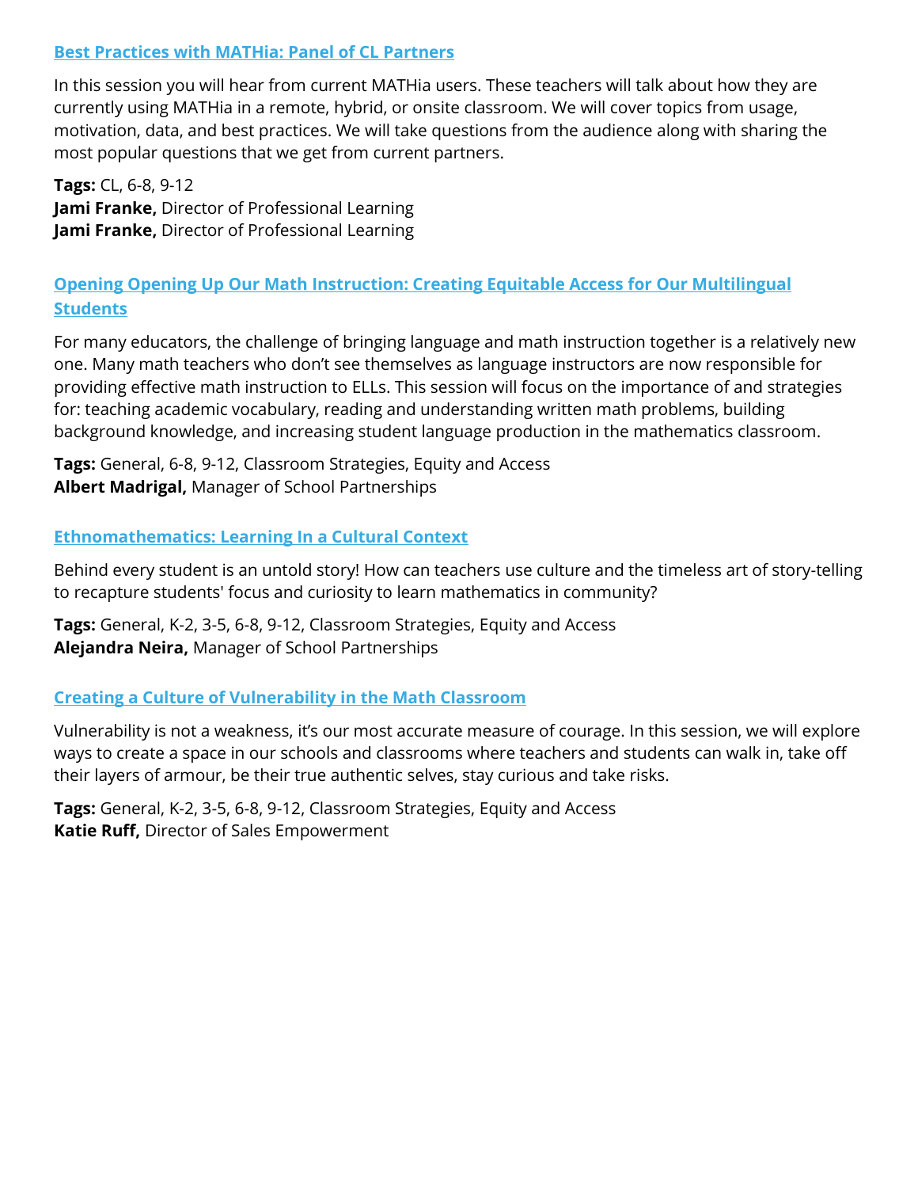### Best Practices with MATHia: Panel of CL Partners

In this session you will hear from current MATHia users. These teachers will talk about how they are currently using MATHia in a remote, hybrid, or onsite classroom. We will cover topics from usage, motivation, data, and best practices. We will take questions from the audience along with sharing the most popular questions that we get from current partners.

**Tags:** CL, 6-8, 9-12
**Jami Franke,** Director of Professional Learning
**Jami Franke,** Director of Professional Learning

### Opening Opening Up Our Math Instruction: Creating Equitable Access for Our Multilingual Students

For many educators, the challenge of bringing language and math instruction together is a relatively new one. Many math teachers who don't see themselves as language instructors are now responsible for providing effective math instruction to ELLs. This session will focus on the importance of and strategies for: teaching academic vocabulary, reading and understanding written math problems, building background knowledge, and increasing student language production in the mathematics classroom.

**Tags:** General, 6-8, 9-12, Classroom Strategies, Equity and Access
**Albert Madrigal,** Manager of School Partnerships

### Ethnomathematics: Learning In a Cultural Context

Behind every student is an untold story! How can teachers use culture and the timeless art of story-telling to recapture students' focus and curiosity to learn mathematics in community?

**Tags:** General, K-2, 3-5, 6-8, 9-12, Classroom Strategies, Equity and Access
**Alejandra Neira,** Manager of School Partnerships

### Creating a Culture of Vulnerability in the Math Classroom

Vulnerability is not a weakness, it's our most accurate measure of courage. In this session, we will explore ways to create a space in our schools and classrooms where teachers and students can walk in, take off their layers of armour, be their true authentic selves, stay curious and take risks.

**Tags:** General, K-2, 3-5, 6-8, 9-12, Classroom Strategies, Equity and Access
**Katie Ruff,** Director of Sales Empowerment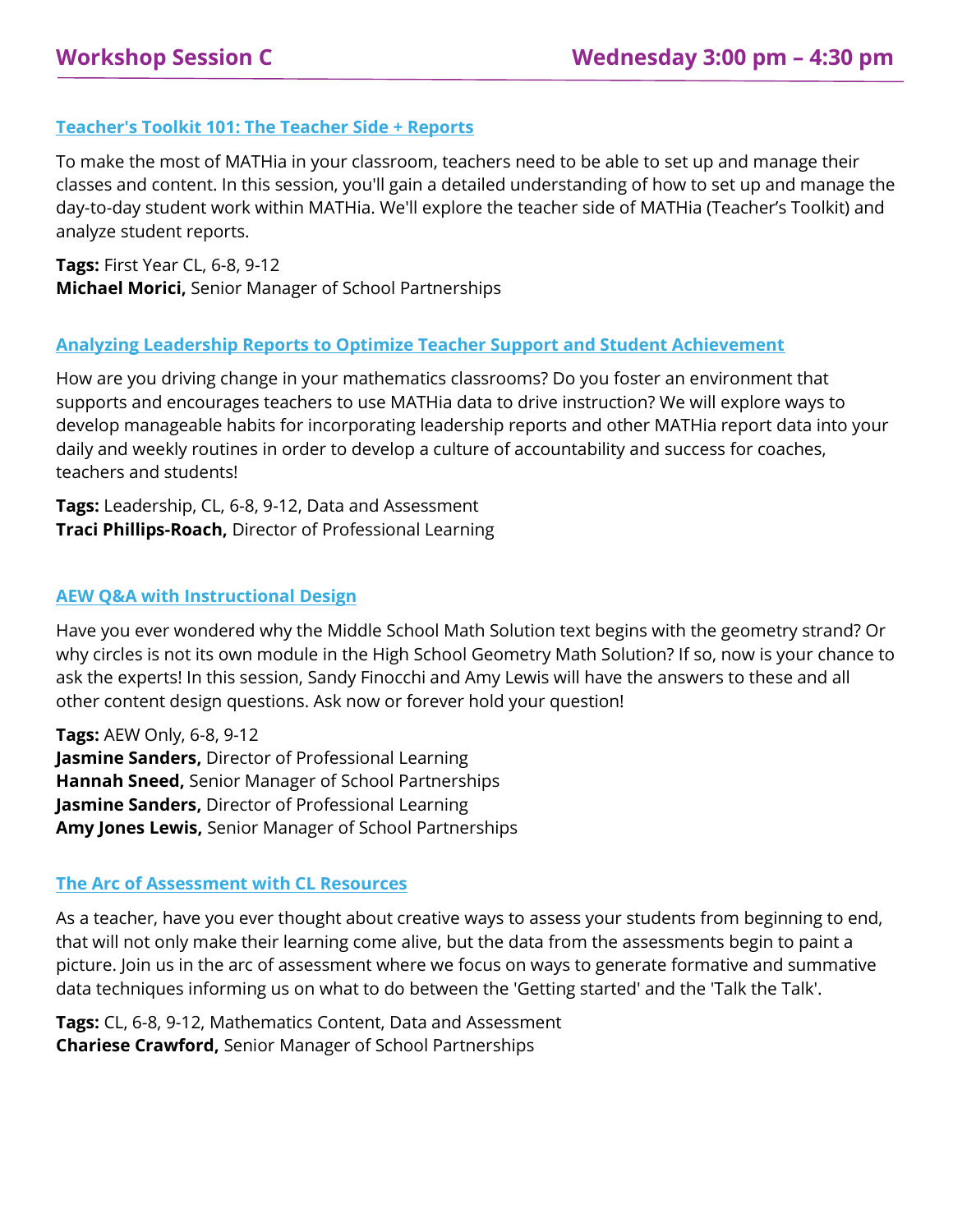## Workshop Session C — Wednesday 3:00 pm – 4:30 pm

### Teacher's Toolkit 101: The Teacher Side + Reports

To make the most of MATHia in your classroom, teachers need to be able to set up and manage their classes and content. In this session, you'll gain a detailed understanding of how to set up and manage the day-to-day student work within MATHia. We'll explore the teacher side of MATHia (Teacher's Toolkit) and analyze student reports.

**Tags:** First Year CL, 6-8, 9-12
**Michael Morici,** Senior Manager of School Partnerships

### Analyzing Leadership Reports to Optimize Teacher Support and Student Achievement

How are you driving change in your mathematics classrooms? Do you foster an environment that supports and encourages teachers to use MATHia data to drive instruction? We will explore ways to develop manageable habits for incorporating leadership reports and other MATHia report data into your daily and weekly routines in order to develop a culture of accountability and success for coaches, teachers and students!

**Tags:** Leadership, CL, 6-8, 9-12, Data and Assessment
**Traci Phillips-Roach,** Director of Professional Learning

### AEW Q&A with Instructional Design

Have you ever wondered why the Middle School Math Solution text begins with the geometry strand? Or why circles is not its own module in the High School Geometry Math Solution? If so, now is your chance to ask the experts! In this session, Sandy Finocchi and Amy Lewis will have the answers to these and all other content design questions. Ask now or forever hold your question!

**Tags:** AEW Only, 6-8, 9-12
**Jasmine Sanders,** Director of Professional Learning
**Hannah Sneed,** Senior Manager of School Partnerships
**Jasmine Sanders,** Director of Professional Learning
**Amy Jones Lewis,** Senior Manager of School Partnerships

### The Arc of Assessment with CL Resources

As a teacher, have you ever thought about creative ways to assess your students from beginning to end, that will not only make their learning come alive, but the data from the assessments begin to paint a picture. Join us in the arc of assessment where we focus on ways to generate formative and summative data techniques informing us on what to do between the 'Getting started' and the 'Talk the Talk'.

**Tags:** CL, 6-8, 9-12, Mathematics Content, Data and Assessment
**Chariese Crawford,** Senior Manager of School Partnerships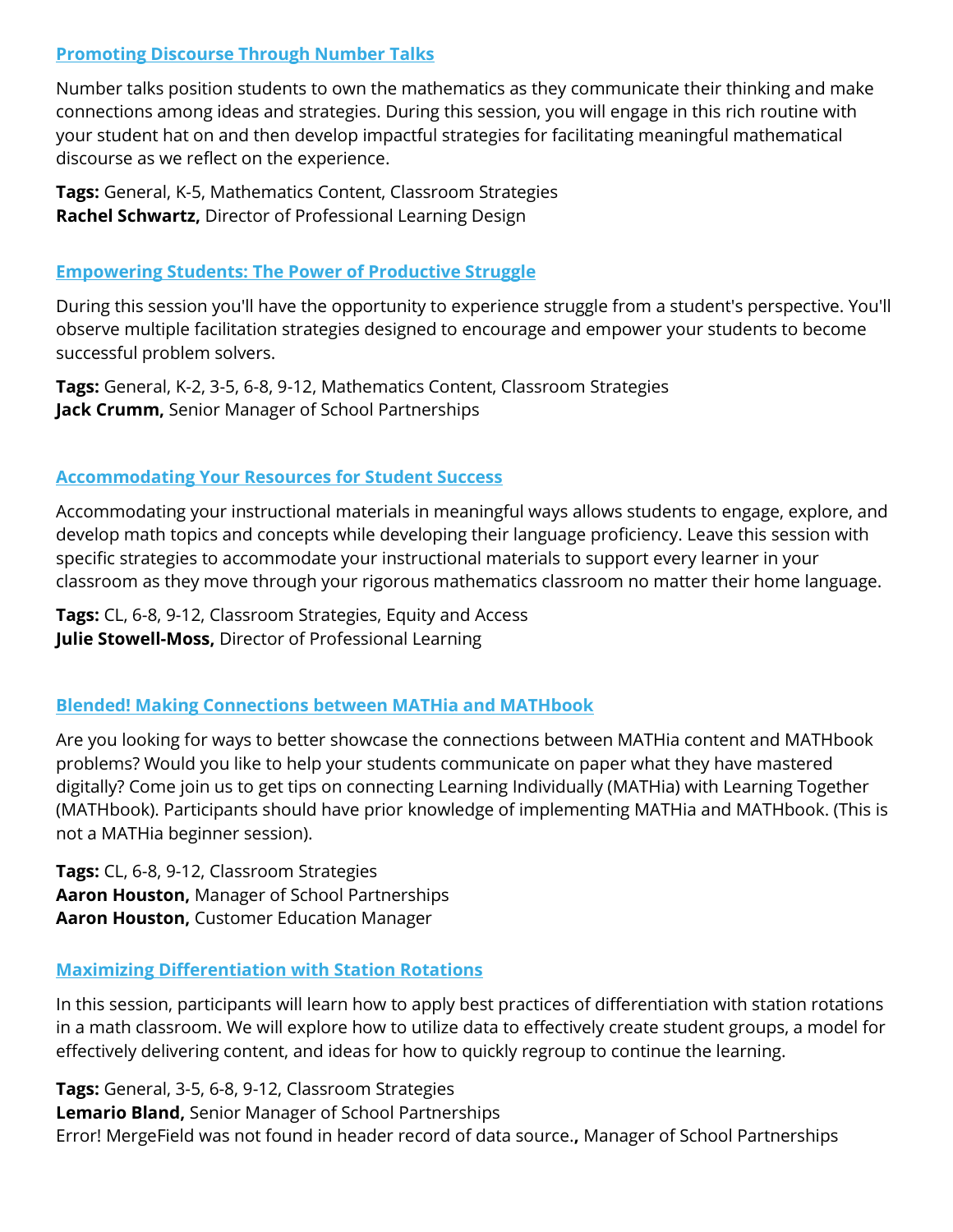### Promoting Discourse Through Number Talks

Number talks position students to own the mathematics as they communicate their thinking and make connections among ideas and strategies. During this session, you will engage in this rich routine with your student hat on and then develop impactful strategies for facilitating meaningful mathematical discourse as we reflect on the experience.

**Tags:** General, K-5, Mathematics Content, Classroom Strategies
**Rachel Schwartz,** Director of Professional Learning Design

### Empowering Students: The Power of Productive Struggle

During this session you'll have the opportunity to experience struggle from a student's perspective. You'll observe multiple facilitation strategies designed to encourage and empower your students to become successful problem solvers.

**Tags:** General, K-2, 3-5, 6-8, 9-12, Mathematics Content, Classroom Strategies
**Jack Crumm,** Senior Manager of School Partnerships

### Accommodating Your Resources for Student Success

Accommodating your instructional materials in meaningful ways allows students to engage, explore, and develop math topics and concepts while developing their language proficiency. Leave this session with specific strategies to accommodate your instructional materials to support every learner in your classroom as they move through your rigorous mathematics classroom no matter their home language.

**Tags:** CL, 6-8, 9-12, Classroom Strategies, Equity and Access
**Julie Stowell-Moss,** Director of Professional Learning

### Blended! Making Connections between MATHia and MATHbook

Are you looking for ways to better showcase the connections between MATHia content and MATHbook problems? Would you like to help your students communicate on paper what they have mastered digitally? Come join us to get tips on connecting Learning Individually (MATHia) with Learning Together (MATHbook). Participants should have prior knowledge of implementing MATHia and MATHbook. (This is not a MATHia beginner session).

**Tags:** CL, 6-8, 9-12, Classroom Strategies
**Aaron Houston,** Manager of School Partnerships
**Aaron Houston,** Customer Education Manager

### Maximizing Differentiation with Station Rotations

In this session, participants will learn how to apply best practices of differentiation with station rotations in a math classroom. We will explore how to utilize data to effectively create student groups, a model for effectively delivering content, and ideas for how to quickly regroup to continue the learning.

**Tags:** General, 3-5, 6-8, 9-12, Classroom Strategies
**Lemario Bland,** Senior Manager of School Partnerships
Error! MergeField was not found in header record of data source.**,** Manager of School Partnerships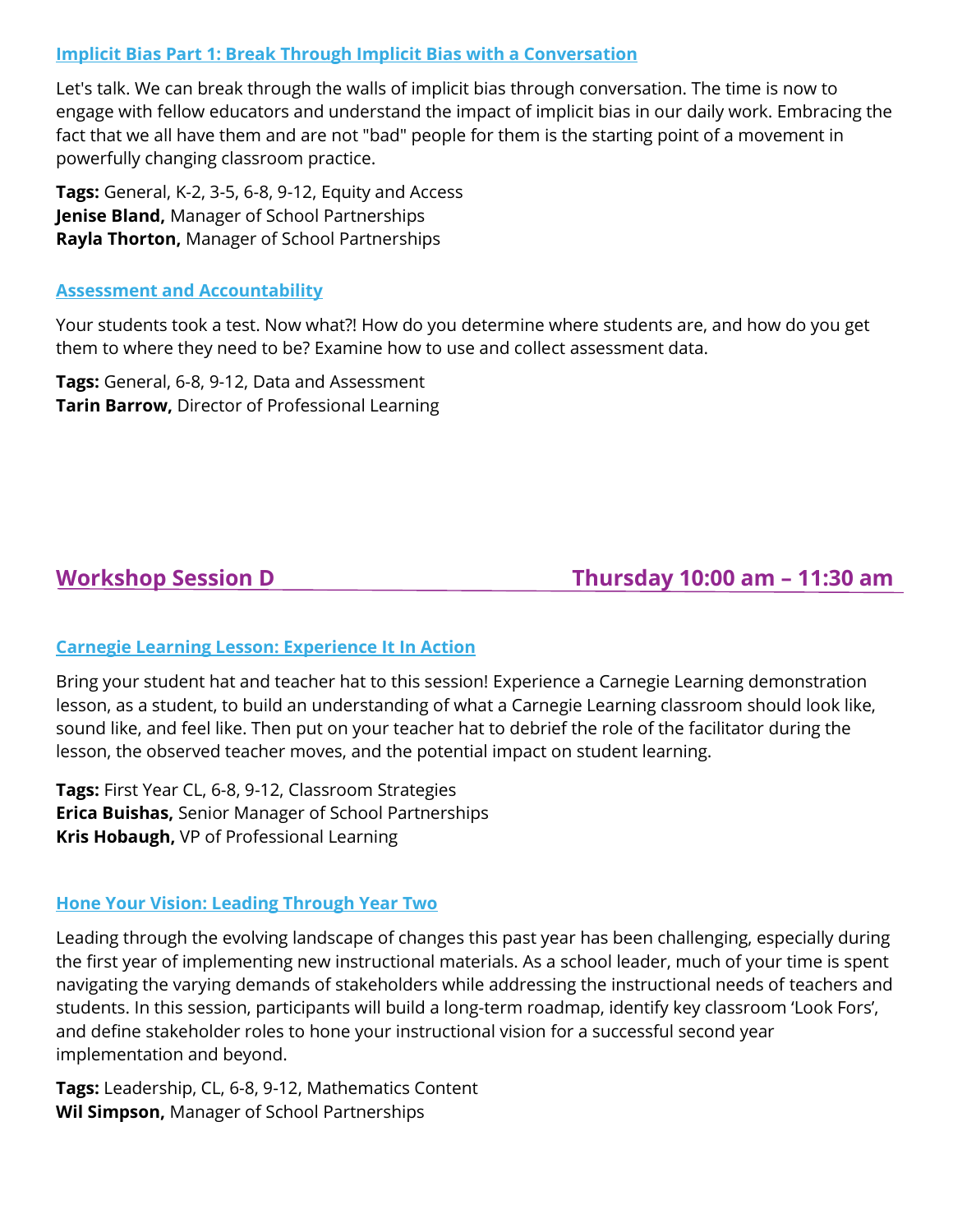### Implicit Bias Part 1: Break Through Implicit Bias with a Conversation

Let's talk. We can break through the walls of implicit bias through conversation. The time is now to engage with fellow educators and understand the impact of implicit bias in our daily work. Embracing the fact that we all have them and are not "bad" people for them is the starting point of a movement in powerfully changing classroom practice.

**Tags:** General, K-2, 3-5, 6-8, 9-12, Equity and Access
**Jenise Bland,** Manager of School Partnerships
**Rayla Thorton,** Manager of School Partnerships

### Assessment and Accountability

Your students took a test. Now what?! How do you determine where students are, and how do you get them to where they need to be? Examine how to use and collect assessment data.

**Tags:** General, 6-8, 9-12, Data and Assessment
**Tarin Barrow,** Director of Professional Learning

## Workshop Session D — Thursday 10:00 am – 11:30 am

### Carnegie Learning Lesson: Experience It In Action

Bring your student hat and teacher hat to this session! Experience a Carnegie Learning demonstration lesson, as a student, to build an understanding of what a Carnegie Learning classroom should look like, sound like, and feel like. Then put on your teacher hat to debrief the role of the facilitator during the lesson, the observed teacher moves, and the potential impact on student learning.

**Tags:** First Year CL, 6-8, 9-12, Classroom Strategies
**Erica Buishas,** Senior Manager of School Partnerships
**Kris Hobaugh,** VP of Professional Learning

### Hone Your Vision: Leading Through Year Two

Leading through the evolving landscape of changes this past year has been challenging, especially during the first year of implementing new instructional materials. As a school leader, much of your time is spent navigating the varying demands of stakeholders while addressing the instructional needs of teachers and students. In this session, participants will build a long-term roadmap, identify key classroom 'Look Fors', and define stakeholder roles to hone your instructional vision for a successful second year implementation and beyond.

**Tags:** Leadership, CL, 6-8, 9-12, Mathematics Content
**Wil Simpson,** Manager of School Partnerships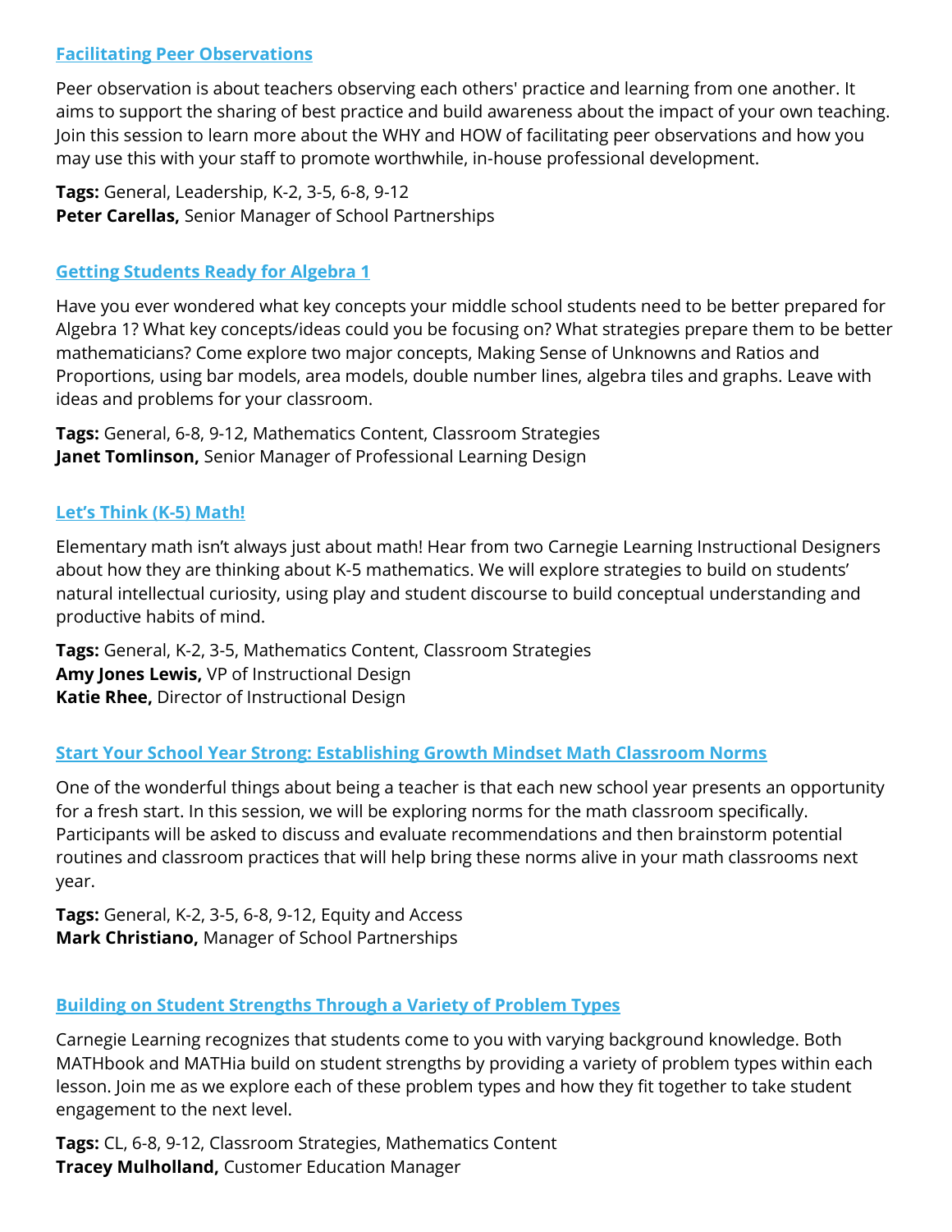### Facilitating Peer Observations

Peer observation is about teachers observing each others' practice and learning from one another. It aims to support the sharing of best practice and build awareness about the impact of your own teaching. Join this session to learn more about the WHY and HOW of facilitating peer observations and how you may use this with your staff to promote worthwhile, in-house professional development.

**Tags:** General, Leadership, K-2, 3-5, 6-8, 9-12
**Peter Carellas,** Senior Manager of School Partnerships

### Getting Students Ready for Algebra 1

Have you ever wondered what key concepts your middle school students need to be better prepared for Algebra 1? What key concepts/ideas could you be focusing on? What strategies prepare them to be better mathematicians? Come explore two major concepts, Making Sense of Unknowns and Ratios and Proportions, using bar models, area models, double number lines, algebra tiles and graphs. Leave with ideas and problems for your classroom.

**Tags:** General, 6-8, 9-12, Mathematics Content, Classroom Strategies
**Janet Tomlinson,** Senior Manager of Professional Learning Design

### Let's Think (K-5) Math!

Elementary math isn't always just about math! Hear from two Carnegie Learning Instructional Designers about how they are thinking about K-5 mathematics. We will explore strategies to build on students' natural intellectual curiosity, using play and student discourse to build conceptual understanding and productive habits of mind.

**Tags:** General, K-2, 3-5, Mathematics Content, Classroom Strategies
**Amy Jones Lewis,** VP of Instructional Design
**Katie Rhee,** Director of Instructional Design

### Start Your School Year Strong: Establishing Growth Mindset Math Classroom Norms

One of the wonderful things about being a teacher is that each new school year presents an opportunity for a fresh start. In this session, we will be exploring norms for the math classroom specifically. Participants will be asked to discuss and evaluate recommendations and then brainstorm potential routines and classroom practices that will help bring these norms alive in your math classrooms next year.

**Tags:** General, K-2, 3-5, 6-8, 9-12, Equity and Access
**Mark Christiano,** Manager of School Partnerships

### Building on Student Strengths Through a Variety of Problem Types

Carnegie Learning recognizes that students come to you with varying background knowledge. Both MATHbook and MATHia build on student strengths by providing a variety of problem types within each lesson. Join me as we explore each of these problem types and how they fit together to take student engagement to the next level.

**Tags:** CL, 6-8, 9-12, Classroom Strategies, Mathematics Content
**Tracey Mulholland,** Customer Education Manager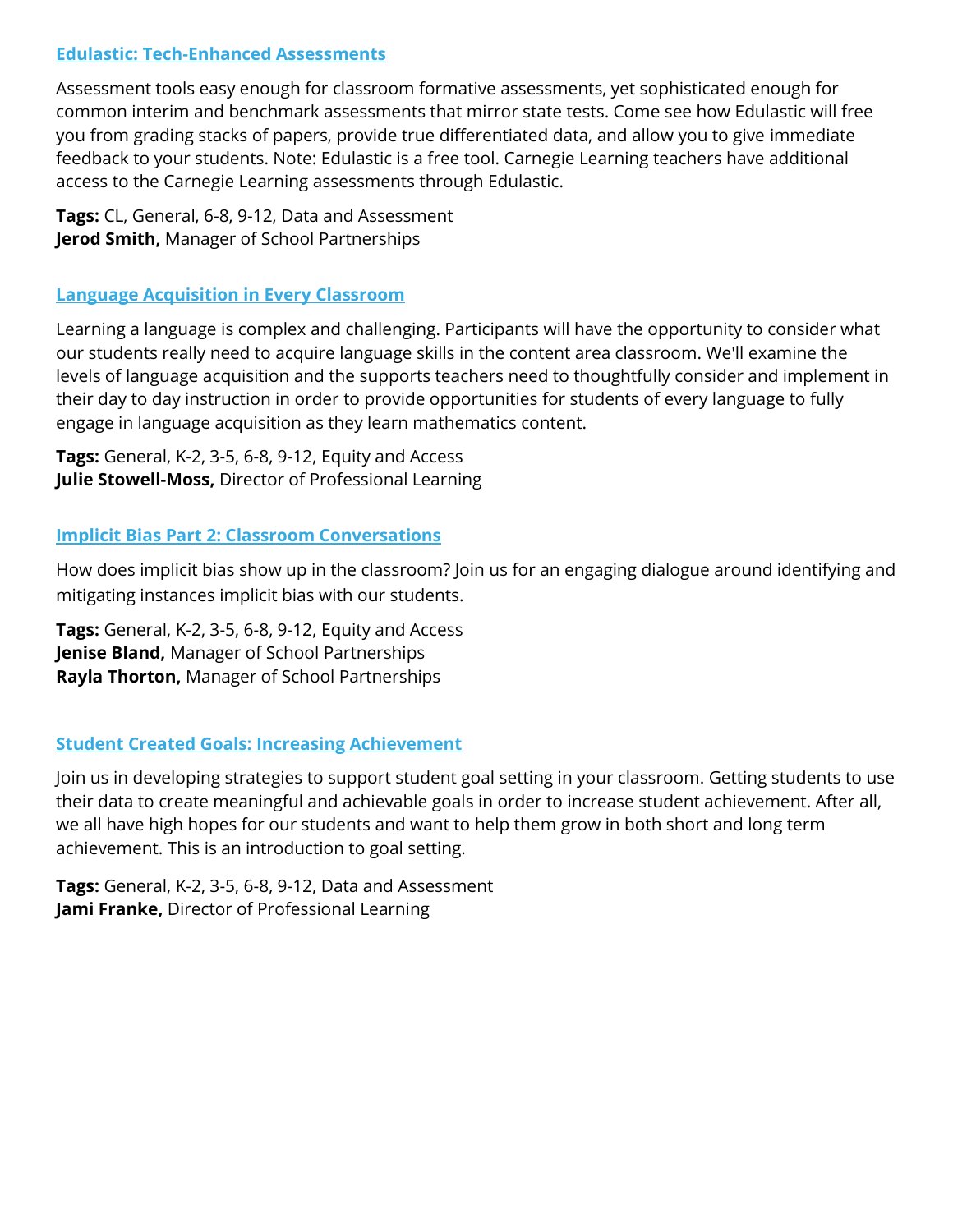### [Edulastic: Tech-Enhanced Assessments]

Assessment tools easy enough for classroom formative assessments, yet sophisticated enough for common interim and benchmark assessments that mirror state tests. Come see how Edulastic will free you from grading stacks of papers, provide true differentiated data, and allow you to give immediate feedback to your students. Note: Edulastic is a free tool. Carnegie Learning teachers have additional access to the Carnegie Learning assessments through Edulastic.

**Tags:** CL, General, 6-8, 9-12, Data and Assessment
**Jerod Smith,** Manager of School Partnerships

### [Language Acquisition in Every Classroom]

Learning a language is complex and challenging. Participants will have the opportunity to consider what our students really need to acquire language skills in the content area classroom. We'll examine the levels of language acquisition and the supports teachers need to thoughtfully consider and implement in their day to day instruction in order to provide opportunities for students of every language to fully engage in language acquisition as they learn mathematics content.

**Tags:** General, K-2, 3-5, 6-8, 9-12, Equity and Access
**Julie Stowell-Moss,** Director of Professional Learning

### [Implicit Bias Part 2: Classroom Conversations]

How does implicit bias show up in the classroom? Join us for an engaging dialogue around identifying and mitigating instances implicit bias with our students.

**Tags:** General, K-2, 3-5, 6-8, 9-12, Equity and Access
**Jenise Bland,** Manager of School Partnerships
**Rayla Thorton,** Manager of School Partnerships

### [Student Created Goals: Increasing Achievement]

Join us in developing strategies to support student goal setting in your classroom. Getting students to use their data to create meaningful and achievable goals in order to increase student achievement. After all, we all have high hopes for our students and want to help them grow in both short and long term achievement. This is an introduction to goal setting.

**Tags:** General, K-2, 3-5, 6-8, 9-12, Data and Assessment
**Jami Franke,** Director of Professional Learning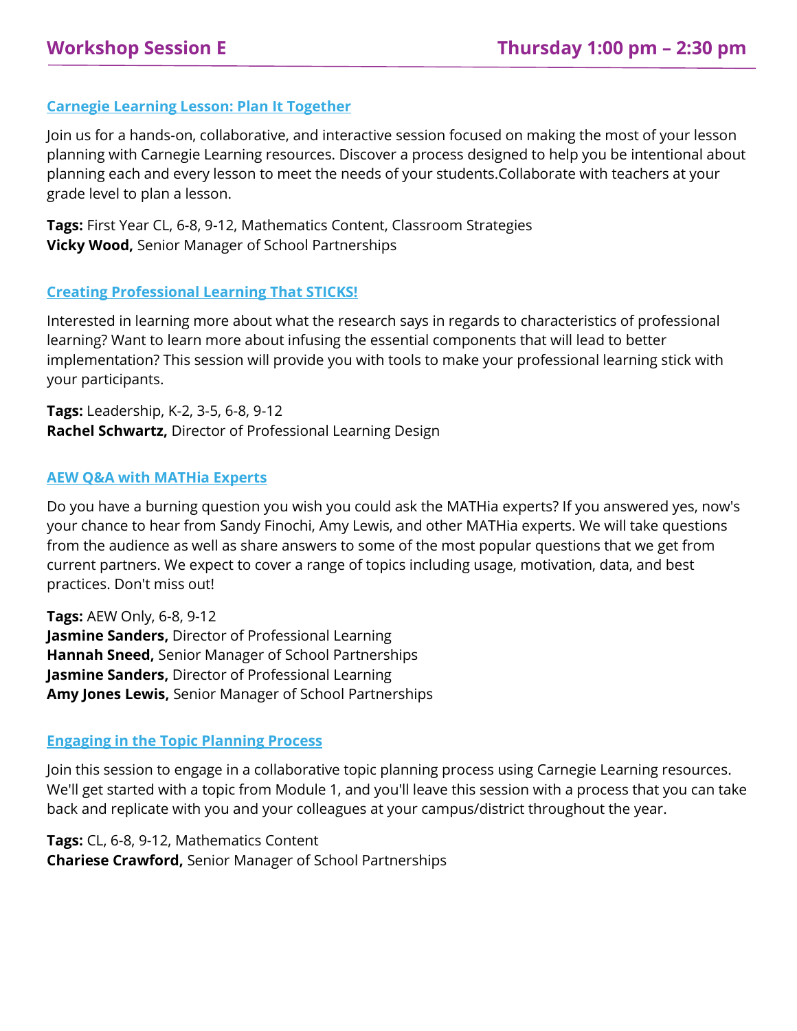## Workshop Session E

## Thursday 1:00 pm – 2:30 pm

### Carnegie Learning Lesson: Plan It Together

Join us for a hands-on, collaborative, and interactive session focused on making the most of your lesson planning with Carnegie Learning resources. Discover a process designed to help you be intentional about planning each and every lesson to meet the needs of your students.Collaborate with teachers at your grade level to plan a lesson.

**Tags:** First Year CL, 6-8, 9-12, Mathematics Content, Classroom Strategies
**Vicky Wood,** Senior Manager of School Partnerships

### Creating Professional Learning That STICKS!

Interested in learning more about what the research says in regards to characteristics of professional learning? Want to learn more about infusing the essential components that will lead to better implementation? This session will provide you with tools to make your professional learning stick with your participants.

**Tags:** Leadership, K-2, 3-5, 6-8, 9-12
**Rachel Schwartz,** Director of Professional Learning Design

### AEW Q&A with MATHia Experts

Do you have a burning question you wish you could ask the MATHia experts? If you answered yes, now's your chance to hear from Sandy Finochi, Amy Lewis, and other MATHia experts. We will take questions from the audience as well as share answers to some of the most popular questions that we get from current partners. We expect to cover a range of topics including usage, motivation, data, and best practices. Don't miss out!

**Tags:** AEW Only, 6-8, 9-12
**Jasmine Sanders,** Director of Professional Learning
**Hannah Sneed,** Senior Manager of School Partnerships
**Jasmine Sanders,** Director of Professional Learning
**Amy Jones Lewis,** Senior Manager of School Partnerships

### Engaging in the Topic Planning Process

Join this session to engage in a collaborative topic planning process using Carnegie Learning resources. We'll get started with a topic from Module 1, and you'll leave this session with a process that you can take back and replicate with you and your colleagues at your campus/district throughout the year.

**Tags:** CL, 6-8, 9-12, Mathematics Content
**Chariese Crawford,** Senior Manager of School Partnerships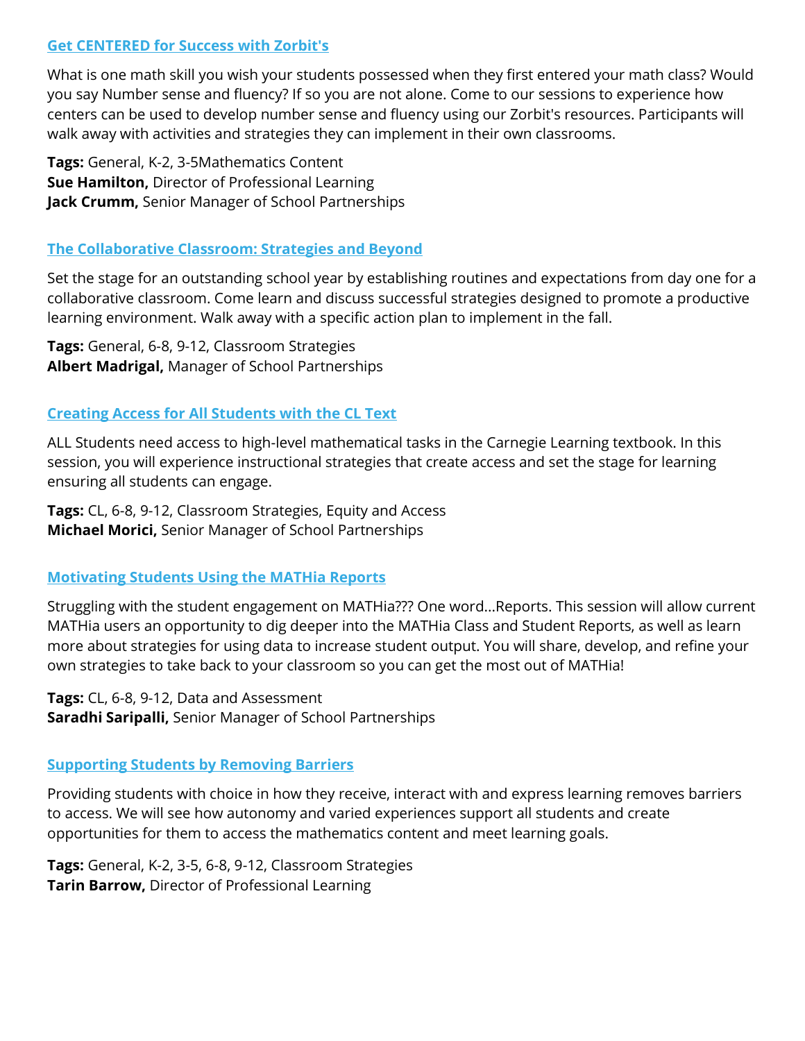### [Get CENTERED for Success with Zorbit's]

What is one math skill you wish your students possessed when they first entered your math class? Would you say Number sense and fluency? If so you are not alone. Come to our sessions to experience how centers can be used to develop number sense and fluency using our Zorbit's resources. Participants will walk away with activities and strategies they can implement in their own classrooms.

**Tags:** General, K-2, 3-5Mathematics Content
**Sue Hamilton,** Director of Professional Learning
**Jack Crumm,** Senior Manager of School Partnerships

### [The Collaborative Classroom: Strategies and Beyond]

Set the stage for an outstanding school year by establishing routines and expectations from day one for a collaborative classroom. Come learn and discuss successful strategies designed to promote a productive learning environment. Walk away with a specific action plan to implement in the fall.

**Tags:** General, 6-8, 9-12, Classroom Strategies
**Albert Madrigal,** Manager of School Partnerships

### [Creating Access for All Students with the CL Text]

ALL Students need access to high-level mathematical tasks in the Carnegie Learning textbook. In this session, you will experience instructional strategies that create access and set the stage for learning ensuring all students can engage.

**Tags:** CL, 6-8, 9-12, Classroom Strategies, Equity and Access
**Michael Morici,** Senior Manager of School Partnerships

### [Motivating Students Using the MATHia Reports]

Struggling with the student engagement on MATHia??? One word...Reports. This session will allow current MATHia users an opportunity to dig deeper into the MATHia Class and Student Reports, as well as learn more about strategies for using data to increase student output. You will share, develop, and refine your own strategies to take back to your classroom so you can get the most out of MATHia!

**Tags:** CL, 6-8, 9-12, Data and Assessment
**Saradhi Saripalli,** Senior Manager of School Partnerships

### [Supporting Students by Removing Barriers]

Providing students with choice in how they receive, interact with and express learning removes barriers to access. We will see how autonomy and varied experiences support all students and create opportunities for them to access the mathematics content and meet learning goals.

**Tags:** General, K-2, 3-5, 6-8, 9-12, Classroom Strategies
**Tarin Barrow,** Director of Professional Learning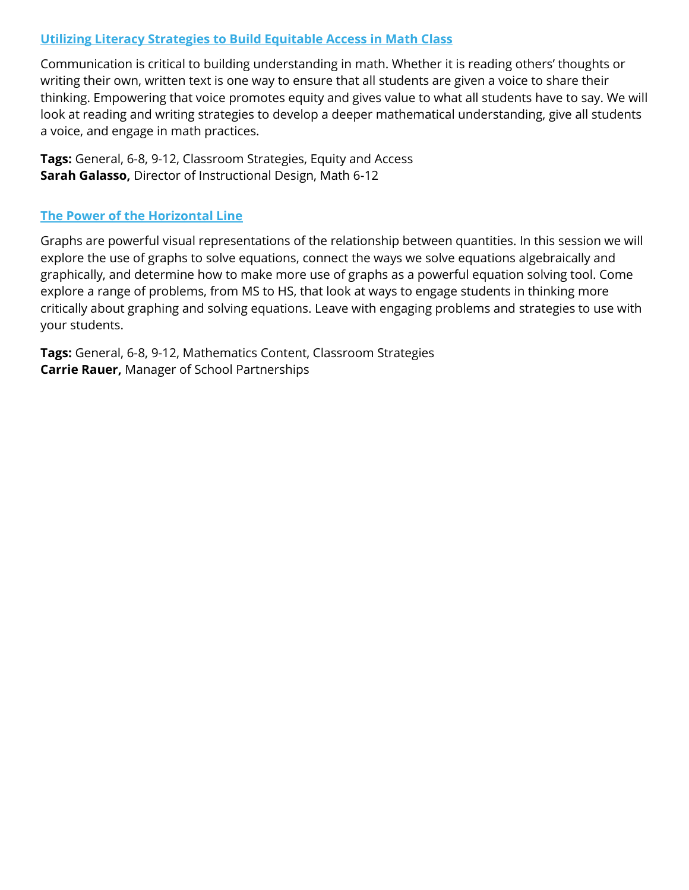### Utilizing Literacy Strategies to Build Equitable Access in Math Class

Communication is critical to building understanding in math. Whether it is reading others' thoughts or writing their own, written text is one way to ensure that all students are given a voice to share their thinking. Empowering that voice promotes equity and gives value to what all students have to say. We will look at reading and writing strategies to develop a deeper mathematical understanding, give all students a voice, and engage in math practices.

**Tags:** General, 6-8, 9-12, Classroom Strategies, Equity and Access
**Sarah Galasso,** Director of Instructional Design, Math 6-12

### The Power of the Horizontal Line

Graphs are powerful visual representations of the relationship between quantities. In this session we will explore the use of graphs to solve equations, connect the ways we solve equations algebraically and graphically, and determine how to make more use of graphs as a powerful equation solving tool. Come explore a range of problems, from MS to HS, that look at ways to engage students in thinking more critically about graphing and solving equations. Leave with engaging problems and strategies to use with your students.

**Tags:** General, 6-8, 9-12, Mathematics Content, Classroom Strategies
**Carrie Rauer,** Manager of School Partnerships